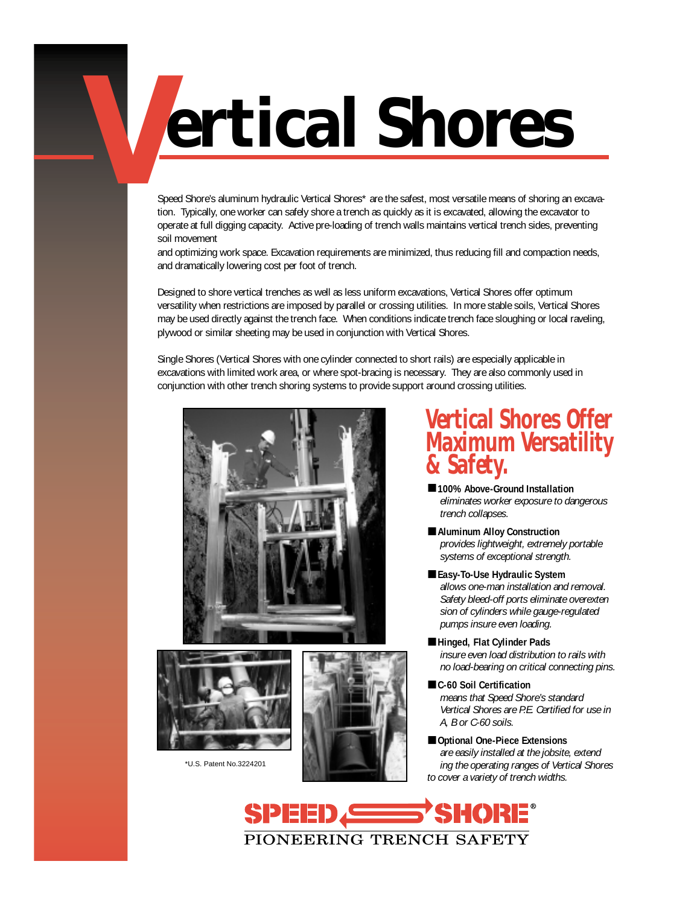# Vertical Shores

Speed Shore's aluminum hydraulic Vertical Shores* are the safest, most versatile means of shoring an excavation. Typically, one worker can safely shore a trench as quickly as it is excavated, allowing the excavator to operate at full digging capacity. Active pre-loading of trench walls maintains vertical trench sides, preventing soil movement and optimizing work space. Excavation requirements are minimized, thus reducing fill and compaction needs, and dramatically lowering cost per foot of trench.

Designed to shore vertical trenches as well as less uniform excavations, Vertical Shores offer optimum versatility when restrictions are imposed by parallel or crossing utilities. In more stable soils, Vertical Shores may be used directly against the trench face. When conditions indicate trench face sloughing or local raveling, plywood or similar sheeting may be used in conjunction with Vertical Shores.

Single Shores (Vertical Shores with one cylinder connected to short rails) are especially applicable in excavations with limited work area, or where spot-bracing is necessary. They are also commonly used in conjunction with other trench shoring systems to provide support around crossing utilities.

*U.S. Patent No.3224201

## Vertical Shores Offer Maximum Versatility & Safety.

- **100% Above-Ground Installation** *eliminates worker exposure to dangerous trench collapses.*
- **Aluminum Alloy Construction** *provides lightweight, extremely portable systems of exceptional strength.*
- **Easy-To-Use Hydraulic System** *allows one-man installation and removal. Safety bleed-off ports eliminate overextension of cylinders while gauge-regulated pumps insure even loading.*
- **Hinged, Flat Cylinder Pads** *insure even load distribution to rails with no load-bearing on critical connecting pins.*
- **C-60 Soil Certification** *means that Speed Shore's standard Vertical Shores are P.E. Certified for use in A, B or C-60 soils.*
- **Optional One-Piece Extensions** *are easily installed at the jobsite, extending the operating ranges of Vertical Shores to cover a variety of trench widths.*

**SPEED SHORE®**
PIONEERING TRENCH SAFETY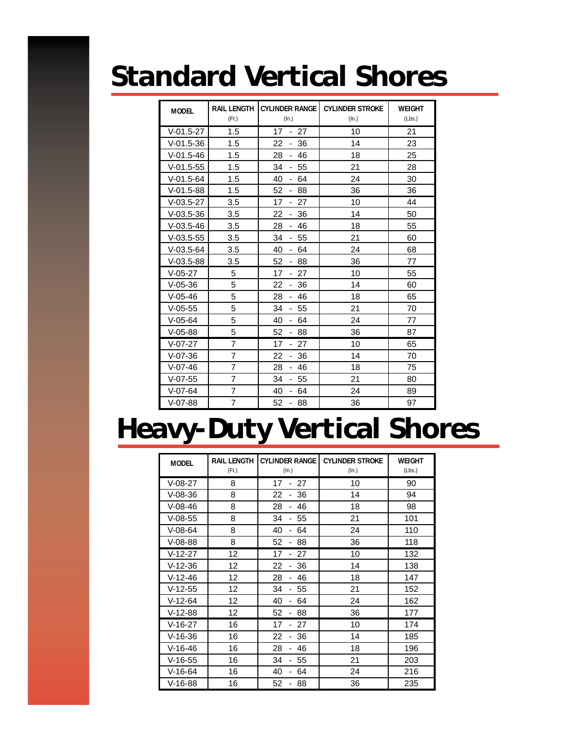# Standard Vertical Shores

| MODEL | RAIL LENGTH (Ft.) | CYLINDER RANGE (In.) | CYLINDER STROKE (In.) | WEIGHT (Lbs.) |
|---|---|---|---|---|
| V-01.5-27 | 1.5 | 17 - 27 | 10 | 21 |
| V-01.5-36 | 1.5 | 22 - 36 | 14 | 23 |
| V-01.5-46 | 1.5 | 28 - 46 | 18 | 25 |
| V-01.5-55 | 1.5 | 34 - 55 | 21 | 28 |
| V-01.5-64 | 1.5 | 40 - 64 | 24 | 30 |
| V-01.5-88 | 1.5 | 52 - 88 | 36 | 36 |
| V-03.5-27 | 3.5 | 17 - 27 | 10 | 44 |
| V-03.5-36 | 3.5 | 22 - 36 | 14 | 50 |
| V-03.5-46 | 3.5 | 28 - 46 | 18 | 55 |
| V-03.5-55 | 3.5 | 34 - 55 | 21 | 60 |
| V-03.5-64 | 3.5 | 40 - 64 | 24 | 68 |
| V-03.5-88 | 3.5 | 52 - 88 | 36 | 77 |
| V-05-27 | 5 | 17 - 27 | 10 | 55 |
| V-05-36 | 5 | 22 - 36 | 14 | 60 |
| V-05-46 | 5 | 28 - 46 | 18 | 65 |
| V-05-55 | 5 | 34 - 55 | 21 | 70 |
| V-05-64 | 5 | 40 - 64 | 24 | 77 |
| V-05-88 | 5 | 52 - 88 | 36 | 87 |
| V-07-27 | 7 | 17 - 27 | 10 | 65 |
| V-07-36 | 7 | 22 - 36 | 14 | 70 |
| V-07-46 | 7 | 28 - 46 | 18 | 75 |
| V-07-55 | 7 | 34 - 55 | 21 | 80 |
| V-07-64 | 7 | 40 - 64 | 24 | 89 |
| V-07-88 | 7 | 52 - 88 | 36 | 97 |

# Heavy-Duty Vertical Shores

| MODEL | RAIL LENGTH (Ft.) | CYLINDER RANGE (In.) | CYLINDER STROKE (In.) | WEIGHT (Lbs.) |
|---|---|---|---|---|
| V-08-27 | 8 | 17 - 27 | 10 | 90 |
| V-08-36 | 8 | 22 - 36 | 14 | 94 |
| V-08-46 | 8 | 28 - 46 | 18 | 98 |
| V-08-55 | 8 | 34 - 55 | 21 | 101 |
| V-08-64 | 8 | 40 - 64 | 24 | 110 |
| V-08-88 | 8 | 52 - 88 | 36 | 118 |
| V-12-27 | 12 | 17 - 27 | 10 | 132 |
| V-12-36 | 12 | 22 - 36 | 14 | 138 |
| V-12-46 | 12 | 28 - 46 | 18 | 147 |
| V-12-55 | 12 | 34 - 55 | 21 | 152 |
| V-12-64 | 12 | 40 - 64 | 24 | 162 |
| V-12-88 | 12 | 52 - 88 | 36 | 177 |
| V-16-27 | 16 | 17 - 27 | 10 | 174 |
| V-16-36 | 16 | 22 - 36 | 14 | 185 |
| V-16-46 | 16 | 28 - 46 | 18 | 196 |
| V-16-55 | 16 | 34 - 55 | 21 | 203 |
| V-16-64 | 16 | 40 - 64 | 24 | 216 |
| V-16-88 | 16 | 52 - 88 | 36 | 235 |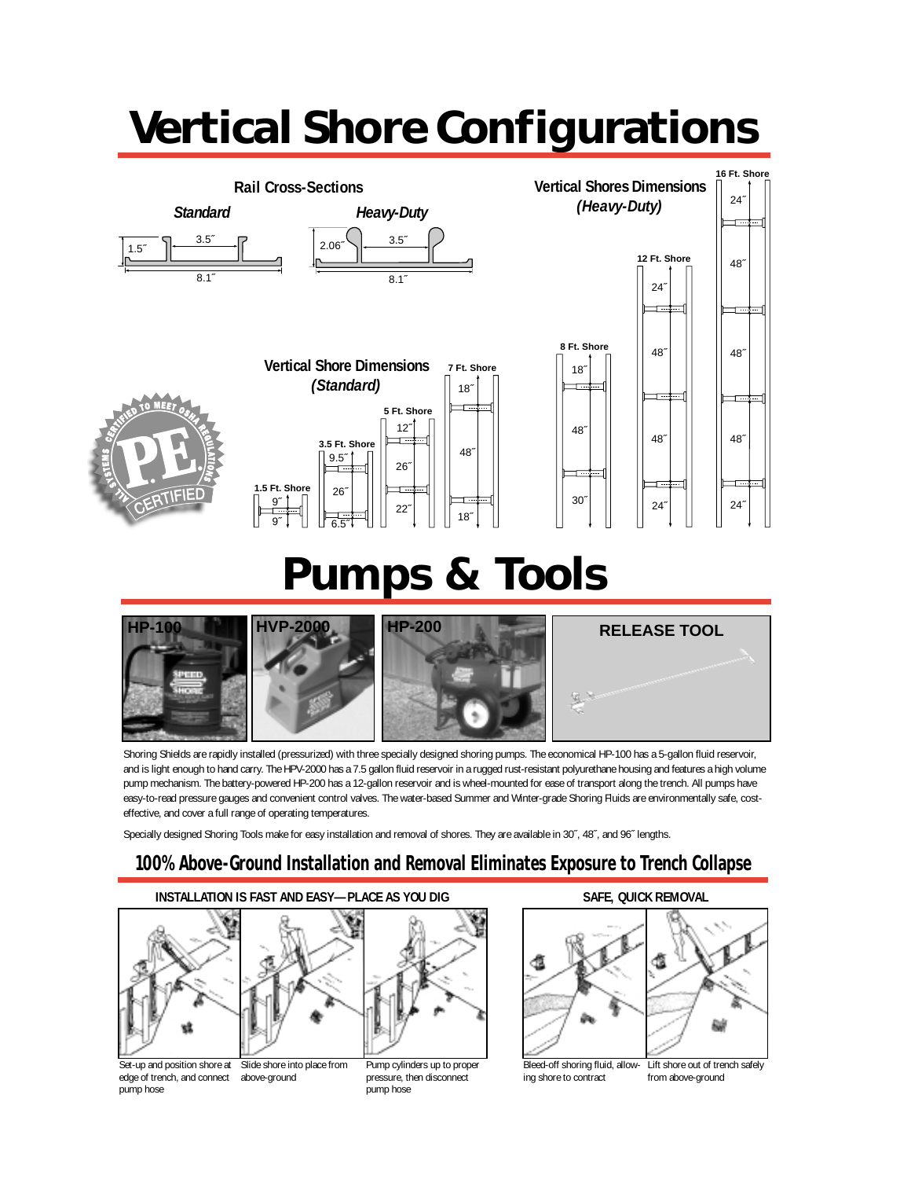# Vertical Shore Configurations

**Rail Cross-Sections**

*Standard* — 1.5˝, 3.5˝, 8.1˝

*Heavy-Duty* — 2.06˝, 3.5˝, 8.1˝

**Vertical Shore Dimensions** *(Standard)*

- 1.5 Ft. Shore: 9˝, 9˝
- 3.5 Ft. Shore: 9.5˝, 26˝, 6.5˝
- 5 Ft. Shore: 12˝, 26˝, 22˝
- 7 Ft. Shore: 18˝, 48˝, 18˝

**Vertical Shores Dimensions** *(Heavy-Duty)*

- 8 Ft. Shore: 18˝, 48˝, 30˝
- 12 Ft. Shore: 24˝, 48˝, 48˝, 24˝
- 16 Ft. Shore: 24˝, 48˝, 48˝, 48˝, 24˝

ALL SYSTEMS CERTIFIED TO MEET OSHA REGULATIONS — P.E. CERTIFIED

# Pumps & Tools

HP-100 | HVP-2000 | HP-200 | RELEASE TOOL

Shoring Shields are rapidly installed (pressurized) with three specially designed shoring pumps. The economical HP-100 has a 5-gallon fluid reservoir, and is light enough to hand carry. The HPV-2000 has a 7.5 gallon fluid reservoir in a rugged rust-resistant polyurethane housing and features a high volume pump mechanism. The battery-powered HP-200 has a 12-gallon reservoir and is wheel-mounted for ease of transport along the trench. All pumps have easy-to-read pressure gauges and convenient control valves. The water-based Summer and Winter-grade Shoring Fluids are environmentally safe, cost-effective, and cover a full range of operating temperatures.

Specially designed Shoring Tools make for easy installation and removal of shores. They are available in 30˝, 48˝, and 96˝ lengths.

## 100% Above-Ground Installation and Removal Eliminates Exposure to Trench Collapse

**INSTALLATION IS FAST AND EASY—PLACE AS YOU DIG**

Set-up and position shore at edge of trench, and connect pump hose

Slide shore into place from above-ground

Pump cylinders up to proper pressure, then disconnect pump hose

**SAFE, QUICK REMOVAL**

Bleed-off shoring fluid, allowing shore to contract

Lift shore out of trench safely from above-ground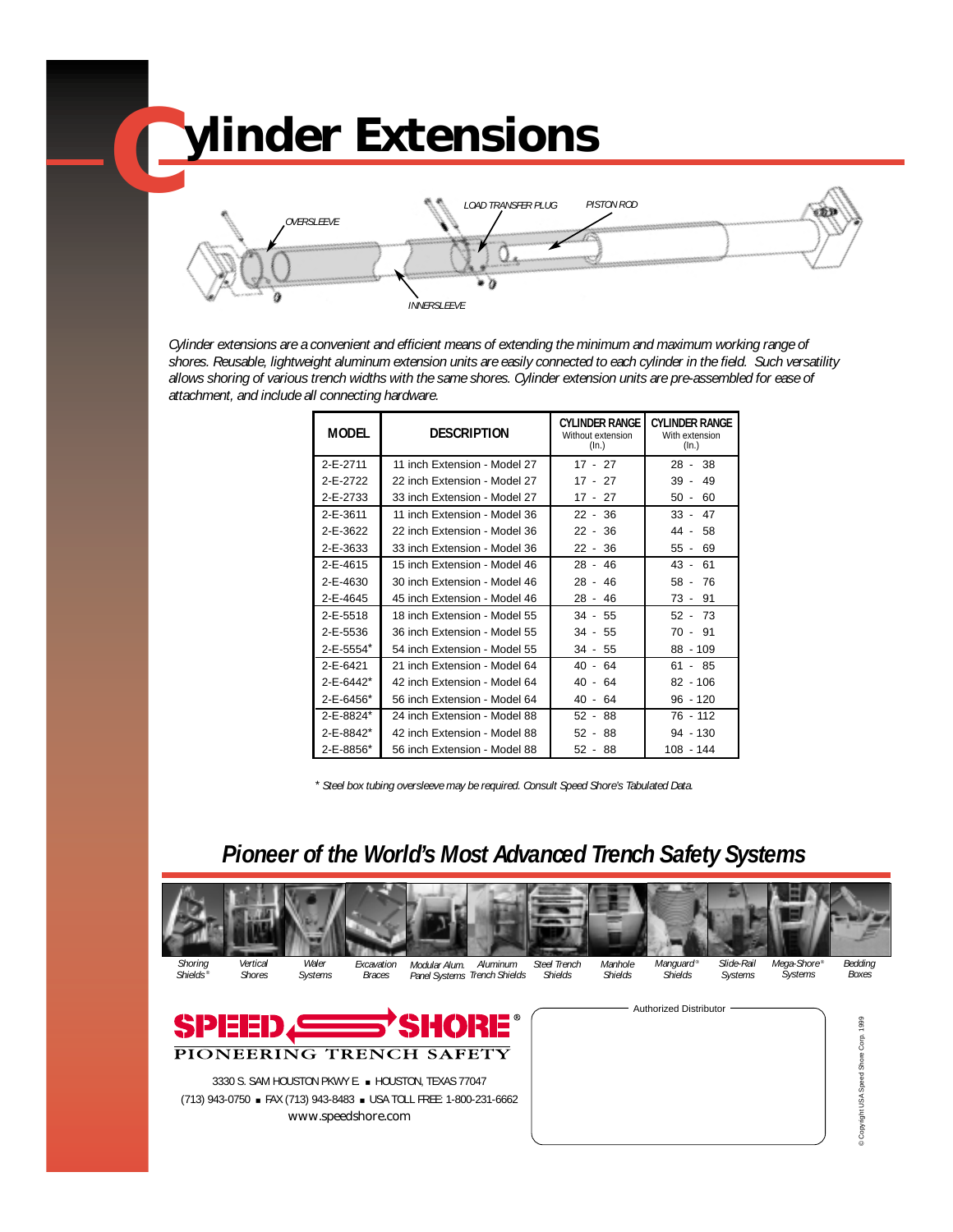# Cylinder Extensions

OVERSLEEVE

LOAD TRANSFER PLUG

PISTON ROD

INNERSLEEVE

*Cylinder extensions are a convenient and efficient means of extending the minimum and maximum working range of shores. Reusable, lightweight aluminum extension units are easily connected to each cylinder in the field. Such versatility allows shoring of various trench widths with the same shores. Cylinder extension units are pre-assembled for ease of attachment, and include all connecting hardware.*

| MODEL | DESCRIPTION | CYLINDER RANGE Without extension (In.) | CYLINDER RANGE With extension (In.) |
|---|---|---|---|
| 2-E-2711 | 11 inch Extension - Model 27 | 17 - 27 | 28 - 38 |
| 2-E-2722 | 22 inch Extension - Model 27 | 17 - 27 | 39 - 49 |
| 2-E-2733 | 33 inch Extension - Model 27 | 17 - 27 | 50 - 60 |
| 2-E-3611 | 11 inch Extension - Model 36 | 22 - 36 | 33 - 47 |
| 2-E-3622 | 22 inch Extension - Model 36 | 22 - 36 | 44 - 58 |
| 2-E-3633 | 33 inch Extension - Model 36 | 22 - 36 | 55 - 69 |
| 2-E-4615 | 15 inch Extension - Model 46 | 28 - 46 | 43 - 61 |
| 2-E-4630 | 30 inch Extension - Model 46 | 28 - 46 | 58 - 76 |
| 2-E-4645 | 45 inch Extension - Model 46 | 28 - 46 | 73 - 91 |
| 2-E-5518 | 18 inch Extension - Model 55 | 34 - 55 | 52 - 73 |
| 2-E-5536 | 36 inch Extension - Model 55 | 34 - 55 | 70 - 91 |
| 2-E-5554* | 54 inch Extension - Model 55 | 34 - 55 | 88 - 109 |
| 2-E-6421 | 21 inch Extension - Model 64 | 40 - 64 | 61 - 85 |
| 2-E-6442* | 42 inch Extension - Model 64 | 40 - 64 | 82 - 106 |
| 2-E-6456* | 56 inch Extension - Model 64 | 40 - 64 | 96 - 120 |
| 2-E-8824* | 24 inch Extension - Model 88 | 52 - 88 | 76 - 112 |
| 2-E-8842* | 42 inch Extension - Model 88 | 52 - 88 | 94 - 130 |
| 2-E-8856* | 56 inch Extension - Model 88 | 52 - 88 | 108 - 144 |

*\* Steel box tubing oversleeve may be required. Consult Speed Shore's Tabulated Data.*

## *Pioneer of the World's Most Advanced Trench Safety Systems*

*Shoring Shields®* · *Vertical Shores* · *Waler Systems* · *Excavation Braces* · *Modular Alum. Panel Systems* · *Aluminum Trench Shields* · *Steel Trench Shields* · *Manhole Shields* · *Manguard® Shields* · *Slide-Rail Systems* · *Mega-Shore® Systems* · *Bedding Boxes*

**SPEED SHORE®**

PIONEERING TRENCH SAFETY

3330 S. SAM HOUSTON PKWY E. ■ HOUSTON, TEXAS 77047

(713) 943-0750 ■ FAX (713) 943-8483 ■ USA TOLL FREE: 1-800-231-6662

www.speedshore.com

Authorized Distributor

© Copyright USA Speed Shore Corp. 1999